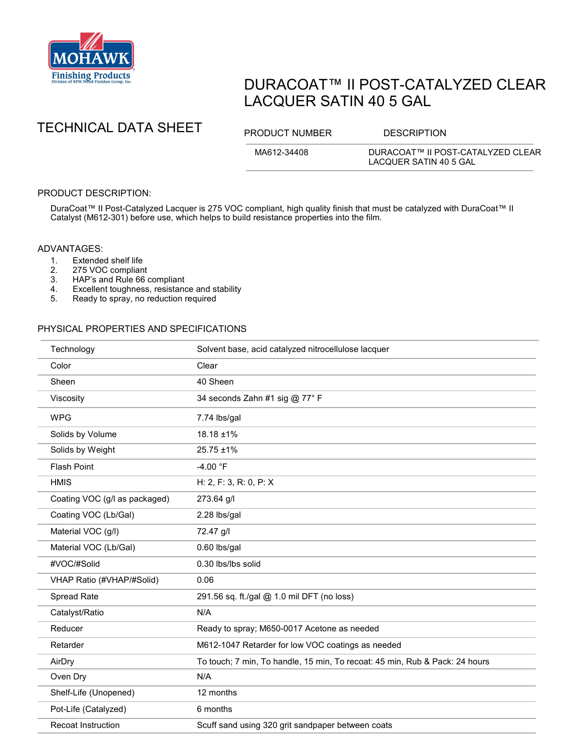MOHAWK Finishing Products
Division of RPM Wood Finishes Group, Inc.

# DURACOAT™ II POST-CATALYZED CLEAR LACQUER SATIN 40 5 GAL

## TECHNICAL DATA SHEET

| PRODUCT NUMBER | DESCRIPTION |
|---|---|
| MA612-34408 | DURACOAT™ II POST-CATALYZED CLEAR LACQUER SATIN 40 5 GAL |

### PRODUCT DESCRIPTION:

DuraCoat™ II Post-Catalyzed Lacquer is 275 VOC compliant, high quality finish that must be catalyzed with DuraCoat™ II Catalyst (M612-301) before use, which helps to build resistance properties into the film.

### ADVANTAGES:

1. Extended shelf life
2. 275 VOC compliant
3. HAP's and Rule 66 compliant
4. Excellent toughness, resistance and stability
5. Ready to spray, no reduction required

### PHYSICAL PROPERTIES AND SPECIFICATIONS

| | |
|---|---|
| Technology | Solvent base, acid catalyzed nitrocellulose lacquer |
| Color | Clear |
| Sheen | 40 Sheen |
| Viscosity | 34 seconds Zahn #1 sig @ 77° F |
| WPG | 7.74 lbs/gal |
| Solids by Volume | 18.18 ±1% |
| Solids by Weight | 25.75 ±1% |
| Flash Point | -4.00 °F |
| HMIS | H: 2, F: 3, R: 0, P: X |
| Coating VOC (g/l as packaged) | 273.64 g/l |
| Coating VOC (Lb/Gal) | 2.28 lbs/gal |
| Material VOC (g/l) | 72.47 g/l |
| Material VOC (Lb/Gal) | 0.60 lbs/gal |
| #VOC/#Solid | 0.30 lbs/lbs solid |
| VHAP Ratio (#VHAP/#Solid) | 0.06 |
| Spread Rate | 291.56 sq. ft./gal @ 1.0 mil DFT (no loss) |
| Catalyst/Ratio | N/A |
| Reducer | Ready to spray; M650-0017 Acetone as needed |
| Retarder | M612-1047 Retarder for low VOC coatings as needed |
| AirDry | To touch; 7 min, To handle, 15 min, To recoat: 45 min, Rub & Pack: 24 hours |
| Oven Dry | N/A |
| Shelf-Life (Unopened) | 12 months |
| Pot-Life (Catalyzed) | 6 months |
| Recoat Instruction | Scuff sand using 320 grit sandpaper between coats |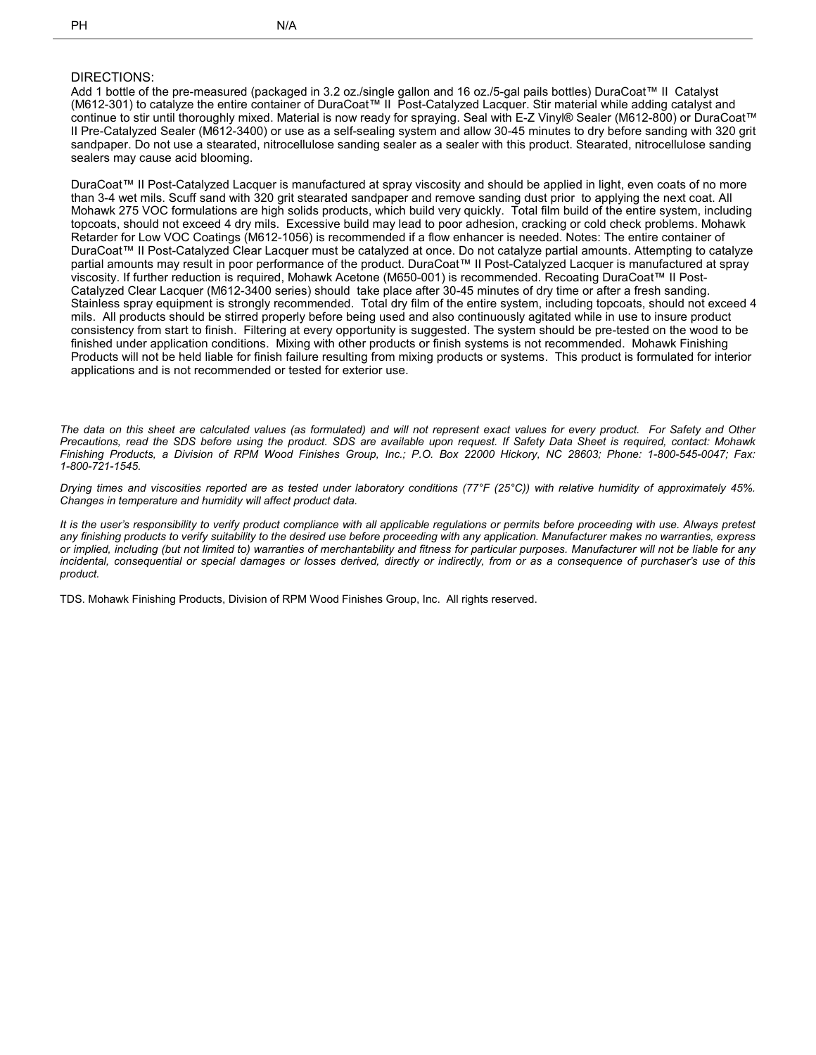| | |
|---|---|
| PH | N/A |

DIRECTIONS:
Add 1 bottle of the pre-measured (packaged in 3.2 oz./single gallon and 16 oz./5-gal pails bottles) DuraCoat™ II Catalyst (M612-301) to catalyze the entire container of DuraCoat™ II Post-Catalyzed Lacquer. Stir material while adding catalyst and continue to stir until thoroughly mixed. Material is now ready for spraying. Seal with E-Z Vinyl® Sealer (M612-800) or DuraCoat™ II Pre-Catalyzed Sealer (M612-3400) or use as a self-sealing system and allow 30-45 minutes to dry before sanding with 320 grit sandpaper. Do not use a stearated, nitrocellulose sanding sealer as a sealer with this product. Stearated, nitrocellulose sanding sealers may cause acid blooming.

DuraCoat™ II Post-Catalyzed Lacquer is manufactured at spray viscosity and should be applied in light, even coats of no more than 3-4 wet mils. Scuff sand with 320 grit stearated sandpaper and remove sanding dust prior to applying the next coat. All Mohawk 275 VOC formulations are high solids products, which build very quickly. Total film build of the entire system, including topcoats, should not exceed 4 dry mils. Excessive build may lead to poor adhesion, cracking or cold check problems. Mohawk Retarder for Low VOC Coatings (M612-1056) is recommended if a flow enhancer is needed. Notes: The entire container of DuraCoat™ II Post-Catalyzed Clear Lacquer must be catalyzed at once. Do not catalyze partial amounts. Attempting to catalyze partial amounts may result in poor performance of the product. DuraCoat™ II Post-Catalyzed Lacquer is manufactured at spray viscosity. If further reduction is required, Mohawk Acetone (M650-001) is recommended. Recoating DuraCoat™ II Post-Catalyzed Clear Lacquer (M612-3400 series) should take place after 30-45 minutes of dry time or after a fresh sanding. Stainless spray equipment is strongly recommended. Total dry film of the entire system, including topcoats, should not exceed 4 mils. All products should be stirred properly before being used and also continuously agitated while in use to insure product consistency from start to finish. Filtering at every opportunity is suggested. The system should be pre-tested on the wood to be finished under application conditions. Mixing with other products or finish systems is not recommended. Mohawk Finishing Products will not be held liable for finish failure resulting from mixing products or systems. This product is formulated for interior applications and is not recommended or tested for exterior use.

*The data on this sheet are calculated values (as formulated) and will not represent exact values for every product. For Safety and Other Precautions, read the SDS before using the product. SDS are available upon request. If Safety Data Sheet is required, contact: Mohawk Finishing Products, a Division of RPM Wood Finishes Group, Inc.; P.O. Box 22000 Hickory, NC 28603; Phone: 1-800-545-0047; Fax: 1-800-721-1545.*

*Drying times and viscosities reported are as tested under laboratory conditions (77°F (25°C)) with relative humidity of approximately 45%. Changes in temperature and humidity will affect product data.*

*It is the user's responsibility to verify product compliance with all applicable regulations or permits before proceeding with use. Always pretest any finishing products to verify suitability to the desired use before proceeding with any application. Manufacturer makes no warranties, express or implied, including (but not limited to) warranties of merchantability and fitness for particular purposes. Manufacturer will not be liable for any incidental, consequential or special damages or losses derived, directly or indirectly, from or as a consequence of purchaser's use of this product.*

TDS. Mohawk Finishing Products, Division of RPM Wood Finishes Group, Inc. All rights reserved.